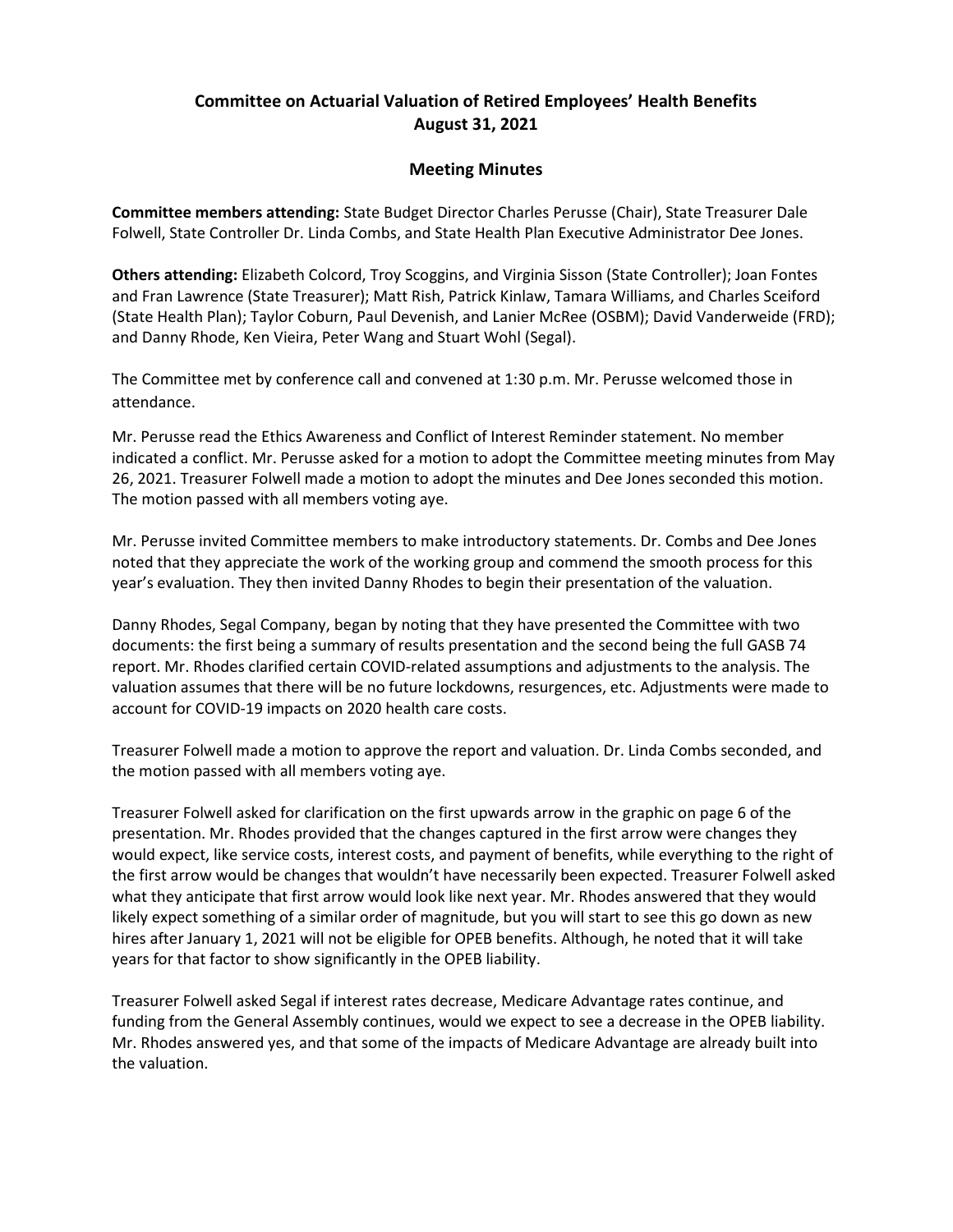# Committee on Actuarial Valuation of Retired Employees' Health Benefits
# August 31, 2021

## Meeting Minutes

**Committee members attending:** State Budget Director Charles Perusse (Chair), State Treasurer Dale Folwell, State Controller Dr. Linda Combs, and State Health Plan Executive Administrator Dee Jones.

**Others attending:** Elizabeth Colcord, Troy Scoggins, and Virginia Sisson (State Controller); Joan Fontes and Fran Lawrence (State Treasurer); Matt Rish, Patrick Kinlaw, Tamara Williams, and Charles Sceiford (State Health Plan); Taylor Coburn, Paul Devenish, and Lanier McRee (OSBM); David Vanderweide (FRD); and Danny Rhode, Ken Vieira, Peter Wang and Stuart Wohl (Segal).

The Committee met by conference call and convened at 1:30 p.m. Mr. Perusse welcomed those in attendance.

Mr. Perusse read the Ethics Awareness and Conflict of Interest Reminder statement. No member indicated a conflict. Mr. Perusse asked for a motion to adopt the Committee meeting minutes from May 26, 2021. Treasurer Folwell made a motion to adopt the minutes and Dee Jones seconded this motion. The motion passed with all members voting aye.

Mr. Perusse invited Committee members to make introductory statements. Dr. Combs and Dee Jones noted that they appreciate the work of the working group and commend the smooth process for this year's evaluation. They then invited Danny Rhodes to begin their presentation of the valuation.

Danny Rhodes, Segal Company, began by noting that they have presented the Committee with two documents: the first being a summary of results presentation and the second being the full GASB 74 report. Mr. Rhodes clarified certain COVID-related assumptions and adjustments to the analysis. The valuation assumes that there will be no future lockdowns, resurgences, etc. Adjustments were made to account for COVID-19 impacts on 2020 health care costs.

Treasurer Folwell made a motion to approve the report and valuation. Dr. Linda Combs seconded, and the motion passed with all members voting aye.

Treasurer Folwell asked for clarification on the first upwards arrow in the graphic on page 6 of the presentation. Mr. Rhodes provided that the changes captured in the first arrow were changes they would expect, like service costs, interest costs, and payment of benefits, while everything to the right of the first arrow would be changes that wouldn't have necessarily been expected. Treasurer Folwell asked what they anticipate that first arrow would look like next year. Mr. Rhodes answered that they would likely expect something of a similar order of magnitude, but you will start to see this go down as new hires after January 1, 2021 will not be eligible for OPEB benefits. Although, he noted that it will take years for that factor to show significantly in the OPEB liability.

Treasurer Folwell asked Segal if interest rates decrease, Medicare Advantage rates continue, and funding from the General Assembly continues, would we expect to see a decrease in the OPEB liability. Mr. Rhodes answered yes, and that some of the impacts of Medicare Advantage are already built into the valuation.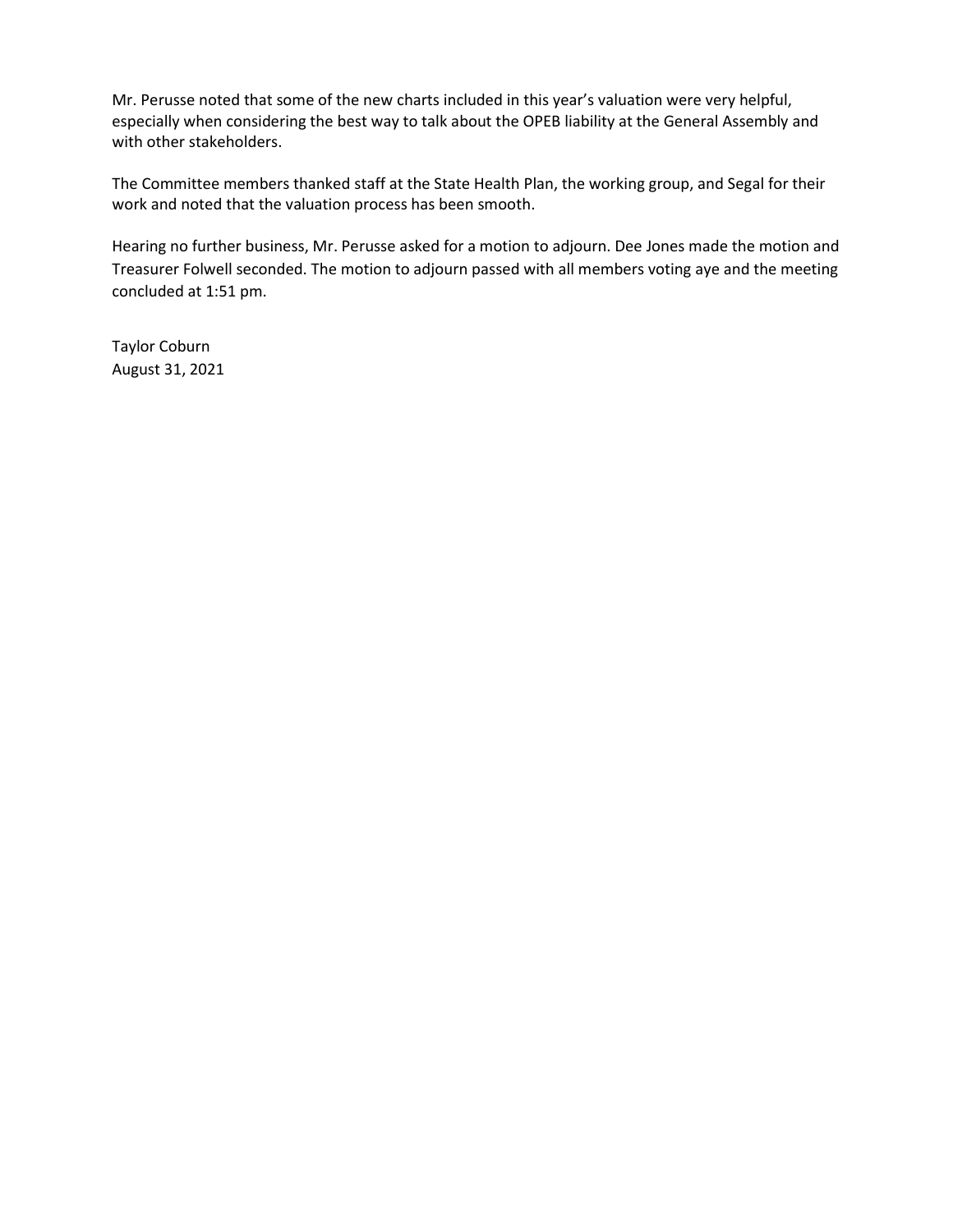Mr. Perusse noted that some of the new charts included in this year's valuation were very helpful, especially when considering the best way to talk about the OPEB liability at the General Assembly and with other stakeholders.

The Committee members thanked staff at the State Health Plan, the working group, and Segal for their work and noted that the valuation process has been smooth.

Hearing no further business, Mr. Perusse asked for a motion to adjourn. Dee Jones made the motion and Treasurer Folwell seconded. The motion to adjourn passed with all members voting aye and the meeting concluded at 1:51 pm.

Taylor Coburn
August 31, 2021